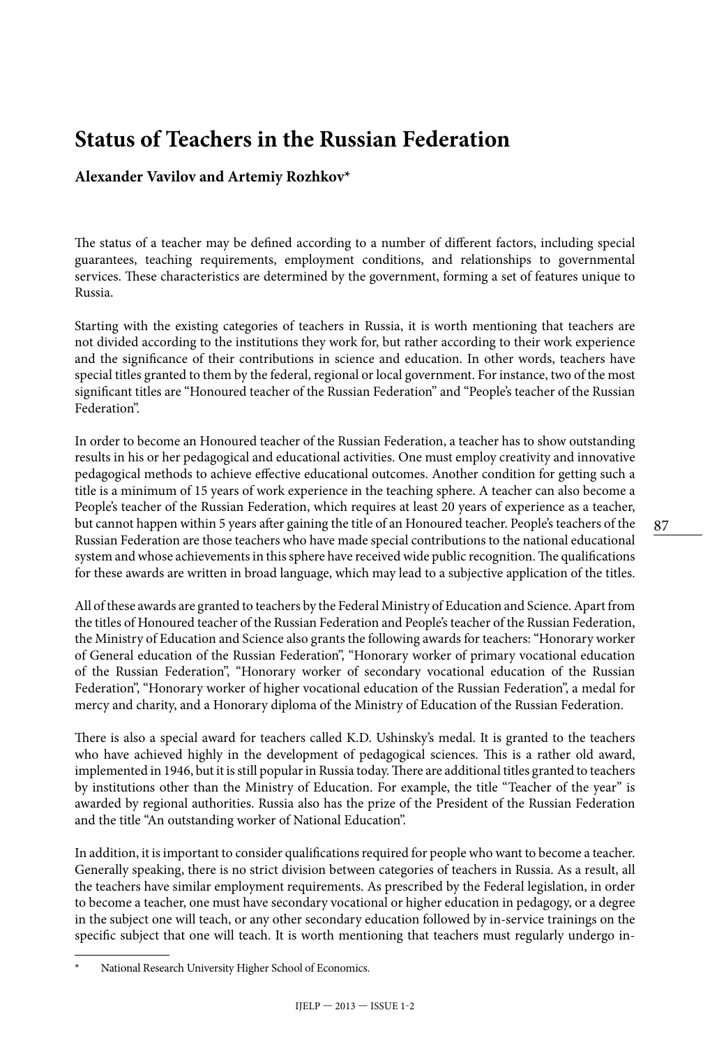# Status of Teachers in the Russian Federation

**Alexander Vavilov and Artemiy Rozhkov***

The status of a teacher may be defined according to a number of different factors, including special guarantees, teaching requirements, employment conditions, and relationships to governmental services. These characteristics are determined by the government, forming a set of features unique to Russia.

Starting with the existing categories of teachers in Russia, it is worth mentioning that teachers are not divided according to the institutions they work for, but rather according to their work experience and the significance of their contributions in science and education. In other words, teachers have special titles granted to them by the federal, regional or local government. For instance, two of the most significant titles are "Honoured teacher of the Russian Federation" and "People's teacher of the Russian Federation".

In order to become an Honoured teacher of the Russian Federation, a teacher has to show outstanding results in his or her pedagogical and educational activities. One must employ creativity and innovative pedagogical methods to achieve effective educational outcomes. Another condition for getting such a title is a minimum of 15 years of work experience in the teaching sphere. A teacher can also become a People's teacher of the Russian Federation, which requires at least 20 years of experience as a teacher, but cannot happen within 5 years after gaining the title of an Honoured teacher. People's teachers of the Russian Federation are those teachers who have made special contributions to the national educational system and whose achievements in this sphere have received wide public recognition. The qualifications for these awards are written in broad language, which may lead to a subjective application of the titles.

All of these awards are granted to teachers by the Federal Ministry of Education and Science. Apart from the titles of Honoured teacher of the Russian Federation and People's teacher of the Russian Federation, the Ministry of Education and Science also grants the following awards for teachers: "Honorary worker of General education of the Russian Federation", "Honorary worker of primary vocational education of the Russian Federation", "Honorary worker of secondary vocational education of the Russian Federation", "Honorary worker of higher vocational education of the Russian Federation", a medal for mercy and charity, and a Honorary diploma of the Ministry of Education of the Russian Federation.

There is also a special award for teachers called K.D. Ushinsky's medal. It is granted to the teachers who have achieved highly in the development of pedagogical sciences. This is a rather old award, implemented in 1946, but it is still popular in Russia today. There are additional titles granted to teachers by institutions other than the Ministry of Education. For example, the title "Teacher of the year" is awarded by regional authorities. Russia also has the prize of the President of the Russian Federation and the title "An outstanding worker of National Education".

In addition, it is important to consider qualifications required for people who want to become a teacher. Generally speaking, there is no strict division between categories of teachers in Russia. As a result, all the teachers have similar employment requirements. As prescribed by the Federal legislation, in order to become a teacher, one must have secondary vocational or higher education in pedagogy, or a degree in the subject one will teach, or any other secondary education followed by in-service trainings on the specific subject that one will teach. It is worth mentioning that teachers must regularly undergo in-

---

\* National Research University Higher School of Economics.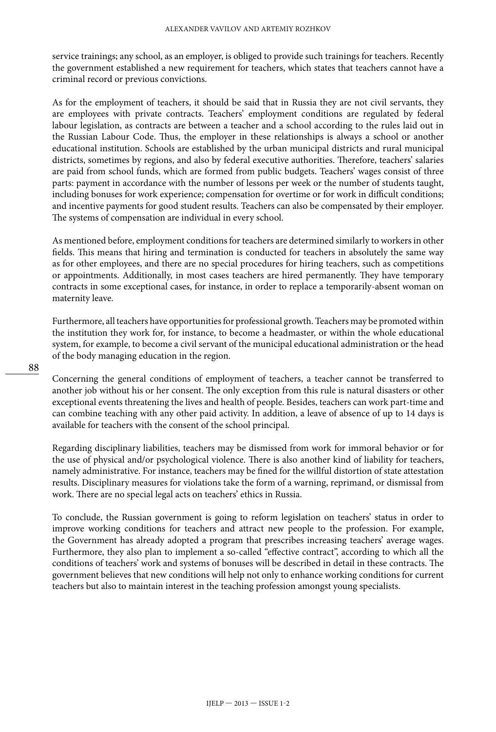service trainings; any school, as an employer, is obliged to provide such trainings for teachers. Recently the government established a new requirement for teachers, which states that teachers cannot have a criminal record or previous convictions.

As for the employment of teachers, it should be said that in Russia they are not civil servants, they are employees with private contracts. Teachers' employment conditions are regulated by federal labour legislation, as contracts are between a teacher and a school according to the rules laid out in the Russian Labour Code. Thus, the employer in these relationships is always a school or another educational institution. Schools are established by the urban municipal districts and rural municipal districts, sometimes by regions, and also by federal executive authorities. Therefore, teachers' salaries are paid from school funds, which are formed from public budgets. Teachers' wages consist of three parts: payment in accordance with the number of lessons per week or the number of students taught, including bonuses for work experience; compensation for overtime or for work in difficult conditions; and incentive payments for good student results. Teachers can also be compensated by their employer. The systems of compensation are individual in every school.

As mentioned before, employment conditions for teachers are determined similarly to workers in other fields. This means that hiring and termination is conducted for teachers in absolutely the same way as for other employees, and there are no special procedures for hiring teachers, such as competitions or appointments. Additionally, in most cases teachers are hired permanently. They have temporary contracts in some exceptional cases, for instance, in order to replace a temporarily-absent woman on maternity leave.

Furthermore, all teachers have opportunities for professional growth. Teachers may be promoted within the institution they work for, for instance, to become a headmaster, or within the whole educational system, for example, to become a civil servant of the municipal educational administration or the head of the body managing education in the region.

Concerning the general conditions of employment of teachers, a teacher cannot be transferred to another job without his or her consent. The only exception from this rule is natural disasters or other exceptional events threatening the lives and health of people. Besides, teachers can work part-time and can combine teaching with any other paid activity. In addition, a leave of absence of up to 14 days is available for teachers with the consent of the school principal.

Regarding disciplinary liabilities, teachers may be dismissed from work for immoral behavior or for the use of physical and/or psychological violence. There is also another kind of liability for teachers, namely administrative. For instance, teachers may be fined for the willful distortion of state attestation results. Disciplinary measures for violations take the form of a warning, reprimand, or dismissal from work. There are no special legal acts on teachers' ethics in Russia.

To conclude, the Russian government is going to reform legislation on teachers' status in order to improve working conditions for teachers and attract new people to the profession. For example, the Government has already adopted a program that prescribes increasing teachers' average wages. Furthermore, they also plan to implement a so-called "effective contract", according to which all the conditions of teachers' work and systems of bonuses will be described in detail in these contracts. The government believes that new conditions will help not only to enhance working conditions for current teachers but also to maintain interest in the teaching profession amongst young specialists.